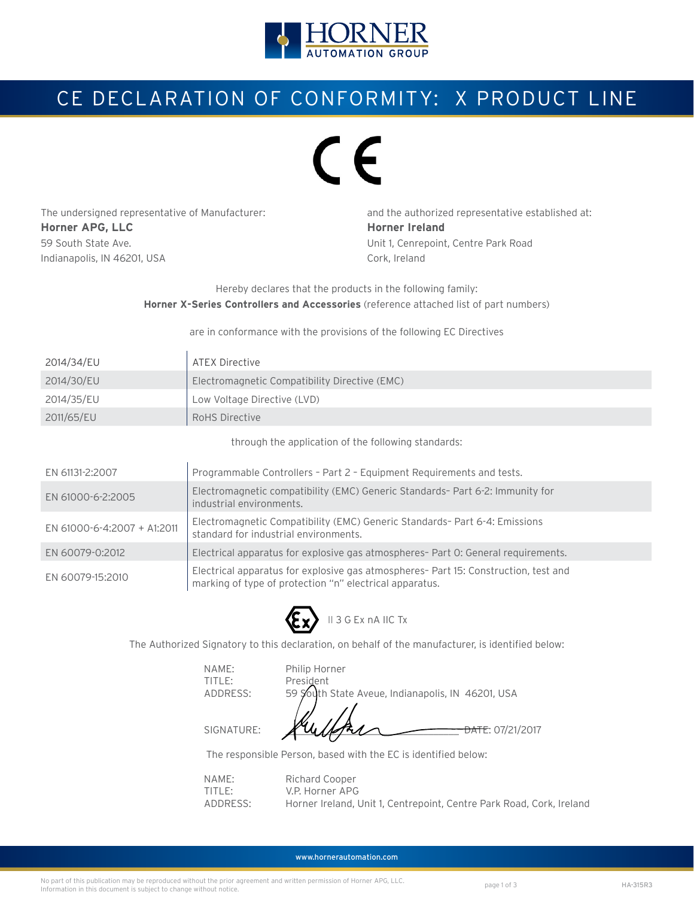HORNER AUTOMATION GROUP

# CE DECLARATION OF CONFORMITY: X PRODUCT LINE

CE

The undersigned representative of Manufacturer:
**Horner APG, LLC**
59 South State Ave.
Indianapolis, IN 46201, USA

and the authorized representative established at:
**Horner Ireland**
Unit 1, Cenrepoint, Centre Park Road
Cork, Ireland

Hereby declares that the products in the following family:
**Horner X-Series Controllers and Accessories** (reference attached list of part numbers)

are in conformance with the provisions of the following EC Directives

| | |
|---|---|
| 2014/34/EU | ATEX Directive |
| 2014/30/EU | Electromagnetic Compatibility Directive (EMC) |
| 2014/35/EU | Low Voltage Directive (LVD) |
| 2011/65/EU | RoHS Directive |

through the application of the following standards:

| | |
|---|---|
| EN 61131-2:2007 | Programmable Controllers – Part 2 – Equipment Requirements and tests. |
| EN 61000-6-2:2005 | Electromagnetic compatibility (EMC) Generic Standards- Part 6-2: Immunity for industrial environments. |
| EN 61000-6-4:2007 + A1:2011 | Electromagnetic Compatibility (EMC) Generic Standards- Part 6-4: Emissions standard for industrial environments. |
| EN 60079-0:2012 | Electrical apparatus for explosive gas atmospheres- Part 0: General requirements. |
| EN 60079-15:2010 | Electrical apparatus for explosive gas atmospheres- Part 15: Construction, test and marking of type of protection "n" electrical apparatus. |

Ex II 3 G Ex nA IIC Tx

The Authorized Signatory to this declaration, on behalf of the manufacturer, is identified below:

NAME: Philip Horner
TITLE: President
ADDRESS: 59 South State Aveue, Indianapolis, IN 46201, USA

SIGNATURE: ____________________ DATE: 07/21/2017

The responsible Person, based with the EC is identified below:

NAME: Richard Cooper
TITLE: V.P. Horner APG
ADDRESS: Horner Ireland, Unit 1, Centrepoint, Centre Park Road, Cork, Ireland

www.hornerautomation.com

No part of this publication may be reproduced without the prior agreement and written permission of Horner APG, LLC.
Information in this document is subject to change without notice.

HA-315R3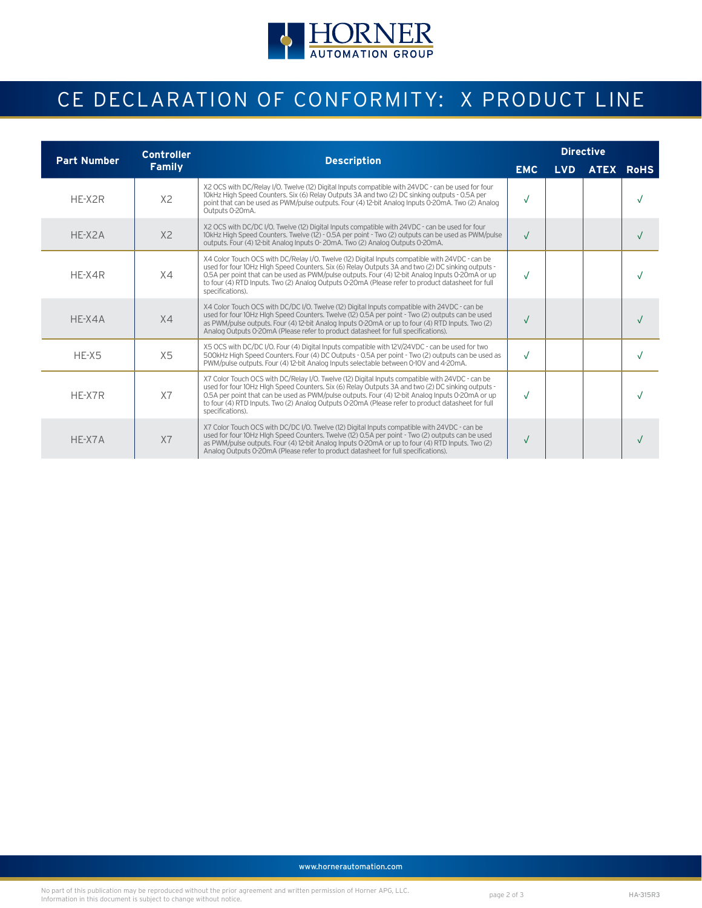# CE DECLARATION OF CONFORMITY: X PRODUCT LINE

| Part Number | Controller Family | Description | Directive | | | |
|---|---|---|---|---|---|---|
| | | | EMC | LVD | ATEX | RoHS |
| HE-X2R | X2 | X2 OCS with DC/Relay I/O. Twelve (12) Digital Inputs compatible with 24VDC - can be used for four 10kHz High Speed Counters. Six (6) Relay Outputs 3A and two (2) DC sinking outputs - 0.5A per point that can be used as PWM/pulse outputs. Four (4) 12-bit Analog Inputs 0-20mA. Two (2) Analog Outputs 0-20mA. | √ | | | √ |
| HE-X2A | X2 | X2 OCS with DC/DC I/O. Twelve (12) Digital Inputs compatible with 24VDC - can be used for four 10kHz High Speed Counters. Twelve (12) - 0.5A per point - Two (2) outputs can be used as PWM/pulse outputs. Four (4) 12-bit Analog Inputs 0- 20mA. Two (2) Analog Outputs 0-20mA. | √ | | | √ |
| HE-X4R | X4 | X4 Color Touch OCS with DC/Relay I/O. Twelve (12) Digital Inputs compatible with 24VDC - can be used for four 10Hz HIgh Speed Counters. Six (6) Relay Outputs 3A and two (2) DC sinking outputs - 0.5A per point that can be used as PWM/pulse outputs. Four (4) 12-bit Analog Inputs 0-20mA or up to four (4) RTD Inputs. Two (2) Analog Outputs 0-20mA (Please refer to product datasheet for full specifications). | √ | | | √ |
| HE-X4A | X4 | X4 Color Touch OCS with DC/DC I/O. Twelve (12) Digital Inputs compatible with 24VDC - can be used for four 10Hz HIgh Speed Counters. Twelve (12) 0.5A per point - Two (2) outputs can be used as PWM/pulse outputs. Four (4) 12-bit Analog Inputs 0-20mA or up to four (4) RTD Inputs. Two (2) Analog Outputs 0-20mA (Please refer to product datasheet for full specifications). | √ | | | √ |
| HE-X5 | X5 | X5 OCS with DC/DC I/O. Four (4) Digital Inputs compatible with 12V/24VDC - can be used for two 500kHz High Speed Counters. Four (4) DC Outputs - 0.5A per point - Two (2) outputs can be used as PWM/pulse outputs. Four (4) 12-bit Analog Inputs selectable between 0-10V and 4-20mA. | √ | | | √ |
| HE-X7R | X7 | X7 Color Touch OCS with DC/Relay I/O. Twelve (12) Digital Inputs compatible with 24VDC - can be used for four 10Hz HIgh Speed Counters. Six (6) Relay Outputs 3A and two (2) DC sinking outputs - 0.5A per point that can be used as PWM/pulse outputs. Four (4) 12-bit Analog Inputs 0-20mA or up to four (4) RTD Inputs. Two (2) Analog Outputs 0-20mA (Please refer to product datasheet for full specifications). | √ | | | √ |
| HE-X7A | X7 | X7 Color Touch OCS with DC/DC I/O. Twelve (12) Digital Inputs compatible with 24VDC - can be used for four 10Hz HIgh Speed Counters. Twelve (12) 0.5A per point - Two (2) outputs can be used as PWM/pulse outputs. Four (4) 12-bit Analog Inputs 0-20mA or up to four (4) RTD Inputs. Two (2) Analog Outputs 0-20mA (Please refer to product datasheet for full specifications). | √ | | | √ |

www.hornerautomation.com

No part of this publication may be reproduced without the prior agreement and written permission of Horner APG, LLC.
Information in this document is subject to change without notice.

HA-315R3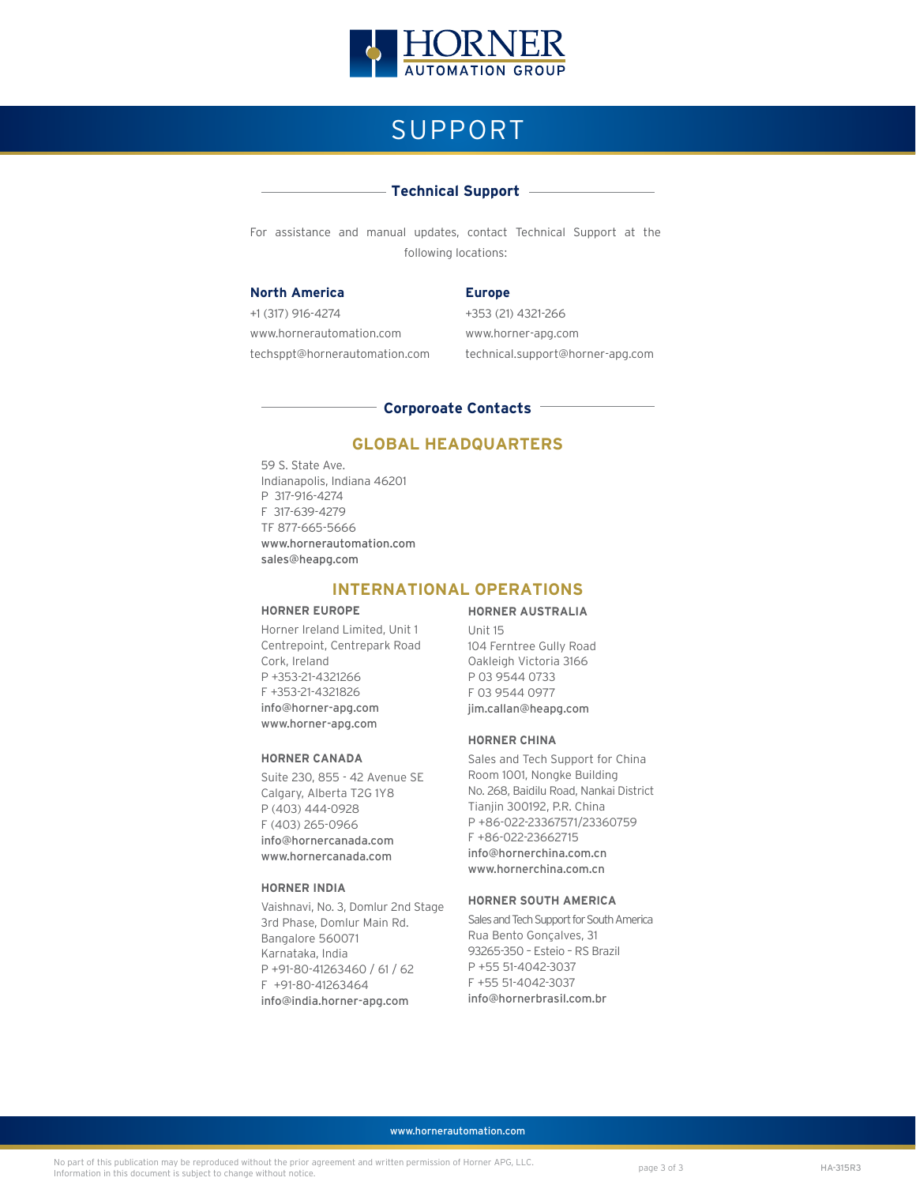# SUPPORT

## Technical Support

For assistance and manual updates, contact Technical Support at the following locations:

**North America**
+1 (317) 916-4274
www.hornerautomation.com
techsppt@hornerautomation.com

**Europe**
+353 (21) 4321-266
www.horner-apg.com
technical.support@horner-apg.com

## Corporoate Contacts

### GLOBAL HEADQUARTERS

59 S. State Ave.
Indianapolis, Indiana 46201
P 317-916-4274
F 317-639-4279
TF 877-665-5666
www.hornerautomation.com
sales@heapg.com

### INTERNATIONAL OPERATIONS

**HORNER EUROPE**
Horner Ireland Limited, Unit 1
Centrepoint, Centrepark Road
Cork, Ireland
P +353-21-4321266
F +353-21-4321826
info@horner-apg.com
www.horner-apg.com

**HORNER CANADA**
Suite 230, 855 - 42 Avenue SE
Calgary, Alberta T2G 1Y8
P (403) 444-0928
F (403) 265-0966
info@hornercanada.com
www.hornercanada.com

**HORNER INDIA**
Vaishnavi, No. 3, Domlur 2nd Stage
3rd Phase, Domlur Main Rd.
Bangalore 560071
Karnataka, India
P +91-80-41263460 / 61 / 62
F +91-80-41263464
info@india.horner-apg.com

**HORNER AUSTRALIA**
Unit 15
104 Ferntree Gully Road
Oakleigh Victoria 3166
P 03 9544 0733
F 03 9544 0977
jim.callan@heapg.com

**HORNER CHINA**
Sales and Tech Support for China
Room 1001, Nongke Building
No. 268, Baidilu Road, Nankai District
Tianjin 300192, P.R. China
P +86-022-23367571/23360759
F +86-022-23662715
info@hornerchina.com.cn
www.hornerchina.com.cn

**HORNER SOUTH AMERICA**
Sales and Tech Support for South America
Rua Bento Gonçalves, 31
93265-350 – Esteio – RS Brazil
P +55 51-4042-3037
F +55 51-4042-3037
info@hornerbrasil.com.br

www.hornerautomation.com

No part of this publication may be reproduced without the prior agreement and written permission of Horner APG, LLC.
Information in this document is subject to change without notice.

HA-315R3